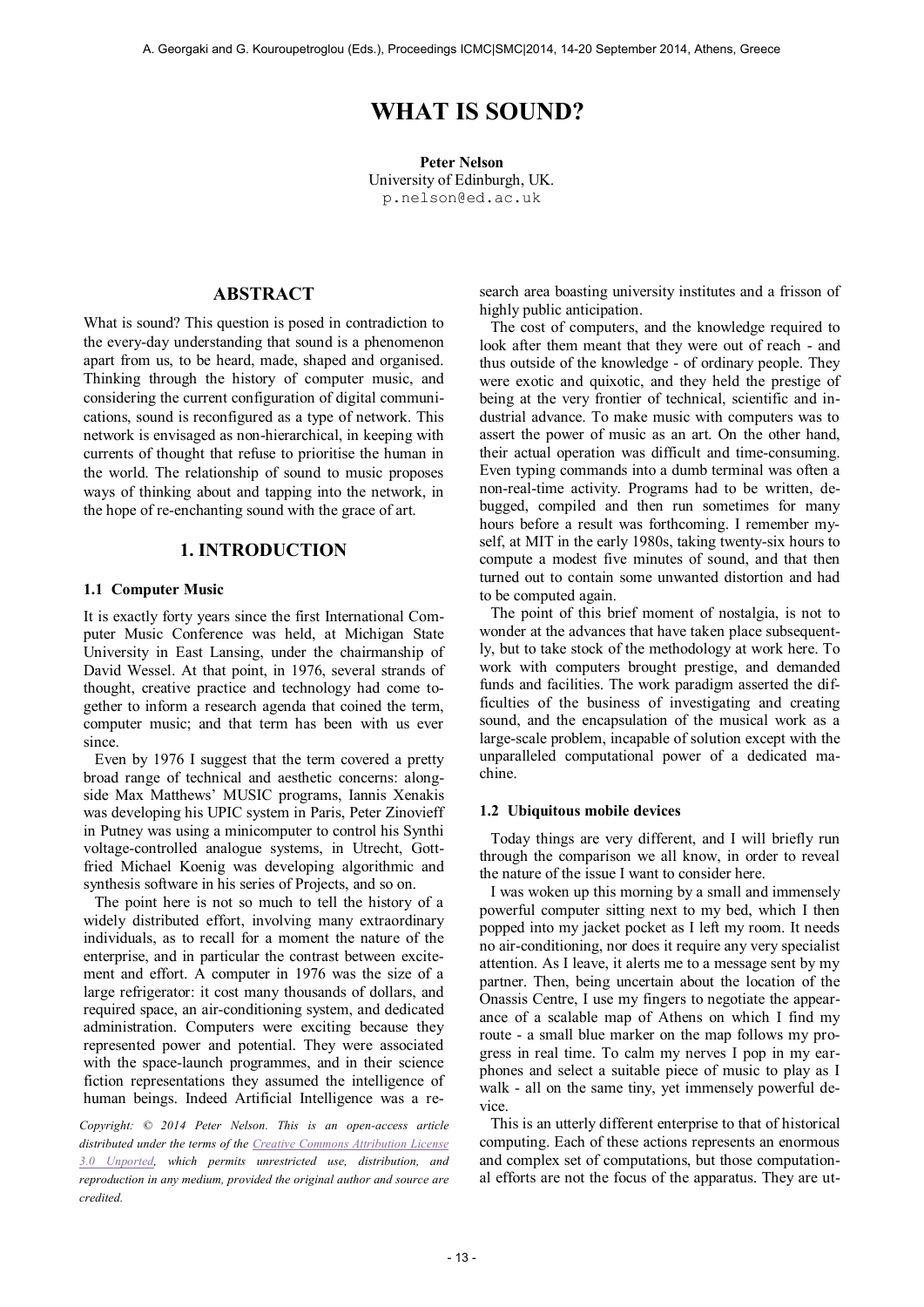# WHAT IS SOUND?

**Peter Nelson**
University of Edinburgh, UK.
p.nelson@ed.ac.uk

## ABSTRACT

What is sound? This question is posed in contradiction to the every-day understanding that sound is a phenomenon apart from us, to be heard, made, shaped and organised. Thinking through the history of computer music, and considering the current configuration of digital communications, sound is reconfigured as a type of network. This network is envisaged as non-hierarchical, in keeping with currents of thought that refuse to prioritise the human in the world. The relationship of sound to music proposes ways of thinking about and tapping into the network, in the hope of re-enchanting sound with the grace of art.

## 1. INTRODUCTION

### 1.1 Computer Music

It is exactly forty years since the first International Computer Music Conference was held, at Michigan State University in East Lansing, under the chairmanship of David Wessel. At that point, in 1976, several strands of thought, creative practice and technology had come together to inform a research agenda that coined the term, computer music; and that term has been with us ever since.

Even by 1976 I suggest that the term covered a pretty broad range of technical and aesthetic concerns: alongside Max Matthews' MUSIC programs, Iannis Xenakis was developing his UPIC system in Paris, Peter Zinovieff in Putney was using a minicomputer to control his Synthi voltage-controlled analogue systems, in Utrecht, Gottfried Michael Koenig was developing algorithmic and synthesis software in his series of Projects, and so on.

The point here is not so much to tell the history of a widely distributed effort, involving many extraordinary individuals, as to recall for a moment the nature of the enterprise, and in particular the contrast between excitement and effort. A computer in 1976 was the size of a large refrigerator: it cost many thousands of dollars, and required space, an air-conditioning system, and dedicated administration. Computers were exciting because they represented power and potential. They were associated with the space-launch programmes, and in their science fiction representations they assumed the intelligence of human beings. Indeed Artificial Intelligence was a research area boasting university institutes and a frisson of highly public anticipation.

The cost of computers, and the knowledge required to look after them meant that they were out of reach - and thus outside of the knowledge - of ordinary people. They were exotic and quixotic, and they held the prestige of being at the very frontier of technical, scientific and industrial advance. To make music with computers was to assert the power of music as an art. On the other hand, their actual operation was difficult and time-consuming. Even typing commands into a dumb terminal was often a non-real-time activity. Programs had to be written, debugged, compiled and then run sometimes for many hours before a result was forthcoming. I remember myself, at MIT in the early 1980s, taking twenty-six hours to compute a modest five minutes of sound, and that then turned out to contain some unwanted distortion and had to be computed again.

The point of this brief moment of nostalgia, is not to wonder at the advances that have taken place subsequently, but to take stock of the methodology at work here. To work with computers brought prestige, and demanded funds and facilities. The work paradigm asserted the difficulties of the business of investigating and creating sound, and the encapsulation of the musical work as a large-scale problem, incapable of solution except with the unparalleled computational power of a dedicated machine.

### 1.2 Ubiquitous mobile devices

Today things are very different, and I will briefly run through the comparison we all know, in order to reveal the nature of the issue I want to consider here.

I was woken up this morning by a small and immensely powerful computer sitting next to my bed, which I then popped into my jacket pocket as I left my room. It needs no air-conditioning, nor does it require any very specialist attention. As I leave, it alerts me to a message sent by my partner. Then, being uncertain about the location of the Onassis Centre, I use my fingers to negotiate the appearance of a scalable map of Athens on which I find my route - a small blue marker on the map follows my progress in real time. To calm my nerves I pop in my earphones and select a suitable piece of music to play as I walk - all on the same tiny, yet immensely powerful device.

This is an utterly different enterprise to that of historical computing. Each of these actions represents an enormous and complex set of computations, but those computational efforts are not the focus of the apparatus. They are ut-

*Copyright: © 2014 Peter Nelson. This is an open-access article distributed under the terms of the Creative Commons Attribution License 3.0 Unported, which permits unrestricted use, distribution, and reproduction in any medium, provided the original author and source are credited.*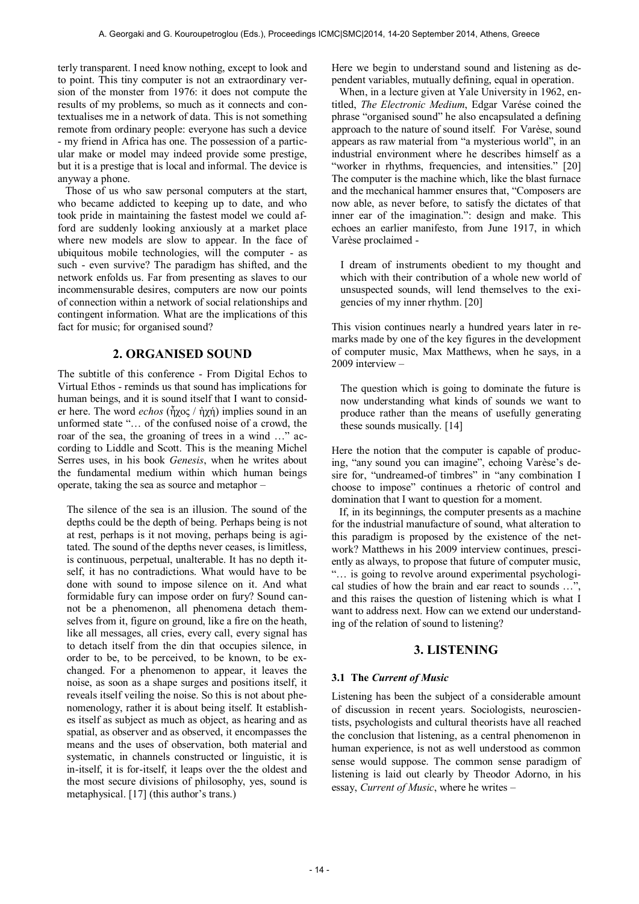terly transparent. I need know nothing, except to look and to point. This tiny computer is not an extraordinary version of the monster from 1976: it does not compute the results of my problems, so much as it connects and contextualises me in a network of data. This is not something remote from ordinary people: everyone has such a device - my friend in Africa has one. The possession of a particular make or model may indeed provide some prestige, but it is a prestige that is local and informal. The device is anyway a phone.

Those of us who saw personal computers at the start, who became addicted to keeping up to date, and who took pride in maintaining the fastest model we could afford are suddenly looking anxiously at a market place where new models are slow to appear. In the face of ubiquitous mobile technologies, will the computer - as such - even survive? The paradigm has shifted, and the network enfolds us. Far from presenting as slaves to our incommensurable desires, computers are now our points of connection within a network of social relationships and contingent information. What are the implications of this fact for music; for organised sound?

## 2. ORGANISED SOUND

The subtitle of this conference - From Digital Echos to Virtual Ethos - reminds us that sound has implications for human beings, and it is sound itself that I want to consider here. The word *echos* (ἦχος / ἠχή) implies sound in an unformed state "… of the confused noise of a crowd, the roar of the sea, the groaning of trees in a wind …" according to Liddle and Scott. This is the meaning Michel Serres uses, in his book *Genesis*, when he writes about the fundamental medium within which human beings operate, taking the sea as source and metaphor –

> The silence of the sea is an illusion. The sound of the depths could be the depth of being. Perhaps being is not at rest, perhaps is it not moving, perhaps being is agitated. The sound of the depths never ceases, is limitless, is continuous, perpetual, unalterable. It has no depth itself, it has no contradictions. What would have to be done with sound to impose silence on it. And what formidable fury can impose order on fury? Sound cannot be a phenomenon, all phenomena detach themselves from it, figure on ground, like a fire on the heath, like all messages, all cries, every call, every signal has to detach itself from the din that occupies silence, in order to be, to be perceived, to be known, to be exchanged. For a phenomenon to appear, it leaves the noise, as soon as a shape surges and positions itself, it reveals itself veiling the noise. So this is not about phenomenology, rather it is about being itself. It establishes itself as subject as much as object, as hearing and as spatial, as observer and as observed, it encompasses the means and the uses of observation, both material and systematic, in channels constructed or linguistic, it is in-itself, it is for-itself, it leaps over the the oldest and the most secure divisions of philosophy, yes, sound is metaphysical. [17] (this author's trans.)

Here we begin to understand sound and listening as dependent variables, mutually defining, equal in operation.

When, in a lecture given at Yale University in 1962, entitled, *The Electronic Medium*, Edgar Varése coined the phrase "organised sound" he also encapsulated a defining approach to the nature of sound itself. For Varèse, sound appears as raw material from "a mysterious world", in an industrial environment where he describes himself as a "worker in rhythms, frequencies, and intensities." [20] The computer is the machine which, like the blast furnace and the mechanical hammer ensures that, "Composers are now able, as never before, to satisfy the dictates of that inner ear of the imagination.": design and make. This echoes an earlier manifesto, from June 1917, in which Varèse proclaimed -

> I dream of instruments obedient to my thought and which with their contribution of a whole new world of unsuspected sounds, will lend themselves to the exigencies of my inner rhythm. [20]

This vision continues nearly a hundred years later in remarks made by one of the key figures in the development of computer music, Max Matthews, when he says, in a 2009 interview –

> The question which is going to dominate the future is now understanding what kinds of sounds we want to produce rather than the means of usefully generating these sounds musically. [14]

Here the notion that the computer is capable of producing, "any sound you can imagine", echoing Varèse's desire for, "undreamed-of timbres" in "any combination I choose to impose" continues a rhetoric of control and domination that I want to question for a moment.

If, in its beginnings, the computer presents as a machine for the industrial manufacture of sound, what alteration to this paradigm is proposed by the existence of the network? Matthews in his 2009 interview continues, presciently as always, to propose that future of computer music, "… is going to revolve around experimental psychological studies of how the brain and ear react to sounds …", and this raises the question of listening which is what I want to address next. How can we extend our understanding of the relation of sound to listening?

## 3. LISTENING

### 3.1 The *Current of Music*

Listening has been the subject of a considerable amount of discussion in recent years. Sociologists, neuroscientists, psychologists and cultural theorists have all reached the conclusion that listening, as a central phenomenon in human experience, is not as well understood as common sense would suppose. The common sense paradigm of listening is laid out clearly by Theodor Adorno, in his essay, *Current of Music*, where he writes –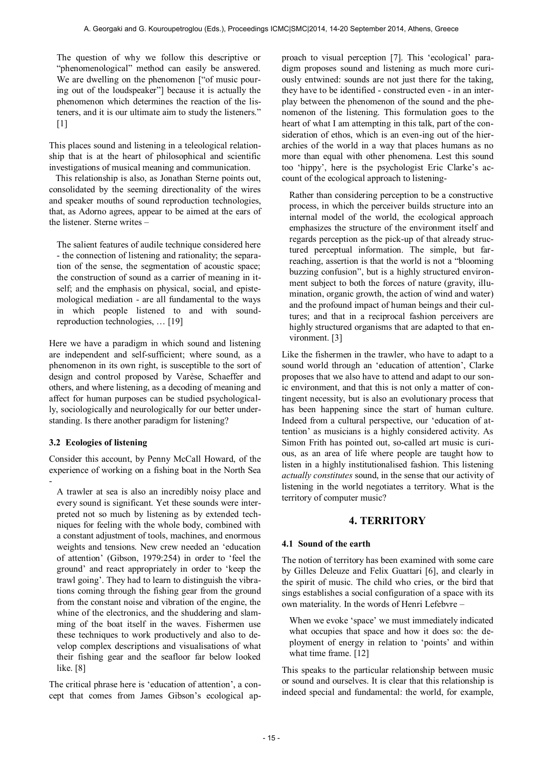> The question of why we follow this descriptive or "phenomenological" method can easily be answered. We are dwelling on the phenomenon ["of music pouring out of the loudspeaker"] because it is actually the phenomenon which determines the reaction of the listeners, and it is our ultimate aim to study the listeners." [1]

This places sound and listening in a teleological relationship that is at the heart of philosophical and scientific investigations of musical meaning and communication.

This relationship is also, as Jonathan Sterne points out, consolidated by the seeming directionality of the wires and speaker mouths of sound reproduction technologies, that, as Adorno agrees, appear to be aimed at the ears of the listener. Sterne writes –

> The salient features of audile technique considered here - the connection of listening and rationality; the separation of the sense, the segmentation of acoustic space; the construction of sound as a carrier of meaning in itself; and the emphasis on physical, social, and epistemological mediation - are all fundamental to the ways in which people listened to and with sound-reproduction technologies, … [19]

Here we have a paradigm in which sound and listening are independent and self-sufficient; where sound, as a phenomenon in its own right, is susceptible to the sort of design and control proposed by Varèse, Schaeffer and others, and where listening, as a decoding of meaning and affect for human purposes can be studied psychologically, sociologically and neurologically for our better understanding. Is there another paradigm for listening?

### 3.2 Ecologies of listening

Consider this account, by Penny McCall Howard, of the experience of working on a fishing boat in the North Sea -

> A trawler at sea is also an incredibly noisy place and every sound is significant. Yet these sounds were interpreted not so much by listening as by extended techniques for feeling with the whole body, combined with a constant adjustment of tools, machines, and enormous weights and tensions. New crew needed an 'education of attention' (Gibson, 1979:254) in order to 'feel the ground' and react appropriately in order to 'keep the trawl going'. They had to learn to distinguish the vibrations coming through the fishing gear from the ground from the constant noise and vibration of the engine, the whine of the electronics, and the shuddering and slamming of the boat itself in the waves. Fishermen use these techniques to work productively and also to develop complex descriptions and visualisations of what their fishing gear and the seafloor far below looked like. [8]

The critical phrase here is 'education of attention', a concept that comes from James Gibson's ecological approach to visual perception [7]. This 'ecological' paradigm proposes sound and listening as much more curiously entwined: sounds are not just there for the taking, they have to be identified - constructed even - in an interplay between the phenomenon of the sound and the phenomenon of the listening. This formulation goes to the heart of what I am attempting in this talk, part of the consideration of ethos, which is an even-ing out of the hierarchies of the world in a way that places humans as no more than equal with other phenomena. Lest this sound too 'hippy', here is the psychologist Eric Clarke's account of the ecological approach to listening-

> Rather than considering perception to be a constructive process, in which the perceiver builds structure into an internal model of the world, the ecological approach emphasizes the structure of the environment itself and regards perception as the pick-up of that already structured perceptual information. The simple, but far-reaching, assertion is that the world is not a "blooming buzzing confusion", but is a highly structured environment subject to both the forces of nature (gravity, illumination, organic growth, the action of wind and water) and the profound impact of human beings and their cultures; and that in a reciprocal fashion perceivers are highly structured organisms that are adapted to that environment. [3]

Like the fishermen in the trawler, who have to adapt to a sound world through an 'education of attention', Clarke proposes that we also have to attend and adapt to our sonic environment, and that this is not only a matter of contingent necessity, but is also an evolutionary process that has been happening since the start of human culture. Indeed from a cultural perspective, our 'education of attention' as musicians is a highly considered activity. As Simon Frith has pointed out, so-called art music is curious, as an area of life where people are taught how to listen in a highly institutionalised fashion. This listening *actually constitutes* sound, in the sense that our activity of listening in the world negotiates a territory. What is the territory of computer music?

## 4. TERRITORY

### 4.1 Sound of the earth

The notion of territory has been examined with some care by Gilles Deleuze and Felix Guattari [6], and clearly in the spirit of music. The child who cries, or the bird that sings establishes a social configuration of a space with its own materiality. In the words of Henri Lefebvre –

> When we evoke 'space' we must immediately indicated what occupies that space and how it does so: the deployment of energy in relation to 'points' and within what time frame. [12]

This speaks to the particular relationship between music or sound and ourselves. It is clear that this relationship is indeed special and fundamental: the world, for example,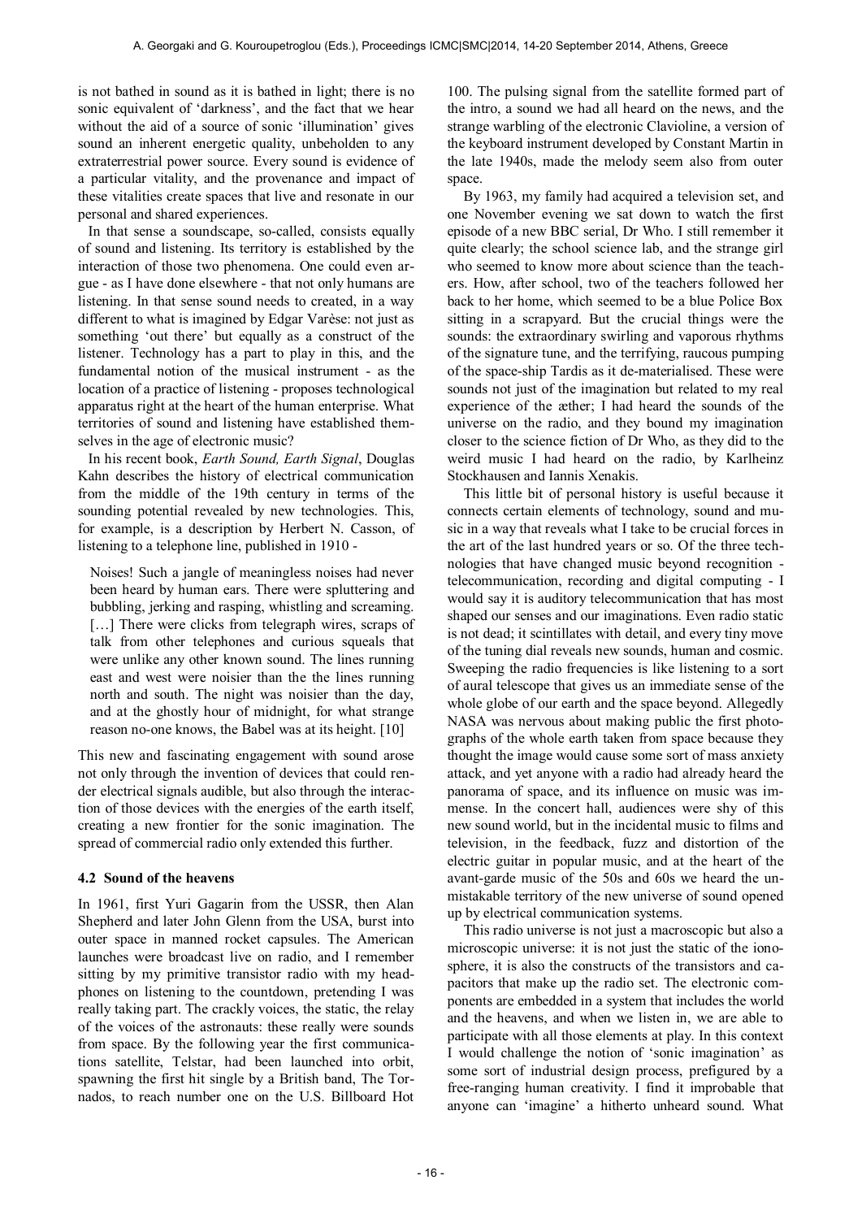is not bathed in sound as it is bathed in light; there is no sonic equivalent of 'darkness', and the fact that we hear without the aid of a source of sonic 'illumination' gives sound an inherent energetic quality, unbeholden to any extraterrestrial power source. Every sound is evidence of a particular vitality, and the provenance and impact of these vitalities create spaces that live and resonate in our personal and shared experiences.

In that sense a soundscape, so-called, consists equally of sound and listening. Its territory is established by the interaction of those two phenomena. One could even argue - as I have done elsewhere - that not only humans are listening. In that sense sound needs to created, in a way different to what is imagined by Edgar Varèse: not just as something 'out there' but equally as a construct of the listener. Technology has a part to play in this, and the fundamental notion of the musical instrument - as the location of a practice of listening - proposes technological apparatus right at the heart of the human enterprise. What territories of sound and listening have established themselves in the age of electronic music?

In his recent book, *Earth Sound, Earth Signal*, Douglas Kahn describes the history of electrical communication from the middle of the 19th century in terms of the sounding potential revealed by new technologies. This, for example, is a description by Herbert N. Casson, of listening to a telephone line, published in 1910 -

> Noises! Such a jangle of meaningless noises had never been heard by human ears. There were spluttering and bubbling, jerking and rasping, whistling and screaming. […] There were clicks from telegraph wires, scraps of talk from other telephones and curious squeals that were unlike any other known sound. The lines running east and west were noisier than the the lines running north and south. The night was noisier than the day, and at the ghostly hour of midnight, for what strange reason no-one knows, the Babel was at its height. [10]

This new and fascinating engagement with sound arose not only through the invention of devices that could render electrical signals audible, but also through the interaction of those devices with the energies of the earth itself, creating a new frontier for the sonic imagination. The spread of commercial radio only extended this further.

### 4.2 Sound of the heavens

In 1961, first Yuri Gagarin from the USSR, then Alan Shepherd and later John Glenn from the USA, burst into outer space in manned rocket capsules. The American launches were broadcast live on radio, and I remember sitting by my primitive transistor radio with my headphones on listening to the countdown, pretending I was really taking part. The crackly voices, the static, the relay of the voices of the astronauts: these really were sounds from space. By the following year the first communications satellite, Telstar, had been launched into orbit, spawning the first hit single by a British band, The Tornados, to reach number one on the U.S. Billboard Hot 100. The pulsing signal from the satellite formed part of the intro, a sound we had all heard on the news, and the strange warbling of the electronic Clavioline, a version of the keyboard instrument developed by Constant Martin in the late 1940s, made the melody seem also from outer space.

By 1963, my family had acquired a television set, and one November evening we sat down to watch the first episode of a new BBC serial, Dr Who. I still remember it quite clearly; the school science lab, and the strange girl who seemed to know more about science than the teachers. How, after school, two of the teachers followed her back to her home, which seemed to be a blue Police Box sitting in a scrapyard. But the crucial things were the sounds: the extraordinary swirling and vaporous rhythms of the signature tune, and the terrifying, raucous pumping of the space-ship Tardis as it de-materialised. These were sounds not just of the imagination but related to my real experience of the æther; I had heard the sounds of the universe on the radio, and they bound my imagination closer to the science fiction of Dr Who, as they did to the weird music I had heard on the radio, by Karlheinz Stockhausen and Iannis Xenakis.

This little bit of personal history is useful because it connects certain elements of technology, sound and music in a way that reveals what I take to be crucial forces in the art of the last hundred years or so. Of the three technologies that have changed music beyond recognition - telecommunication, recording and digital computing - I would say it is auditory telecommunication that has most shaped our senses and our imaginations. Even radio static is not dead; it scintillates with detail, and every tiny move of the tuning dial reveals new sounds, human and cosmic. Sweeping the radio frequencies is like listening to a sort of aural telescope that gives us an immediate sense of the whole globe of our earth and the space beyond. Allegedly NASA was nervous about making public the first photographs of the whole earth taken from space because they thought the image would cause some sort of mass anxiety attack, and yet anyone with a radio had already heard the panorama of space, and its influence on music was immense. In the concert hall, audiences were shy of this new sound world, but in the incidental music to films and television, in the feedback, fuzz and distortion of the electric guitar in popular music, and at the heart of the avant-garde music of the 50s and 60s we heard the unmistakable territory of the new universe of sound opened up by electrical communication systems.

This radio universe is not just a macroscopic but also a microscopic universe: it is not just the static of the ionosphere, it is also the constructs of the transistors and capacitors that make up the radio set. The electronic components are embedded in a system that includes the world and the heavens, and when we listen in, we are able to participate with all those elements at play. In this context I would challenge the notion of 'sonic imagination' as some sort of industrial design process, prefigured by a free-ranging human creativity. I find it improbable that anyone can 'imagine' a hitherto unheard sound. What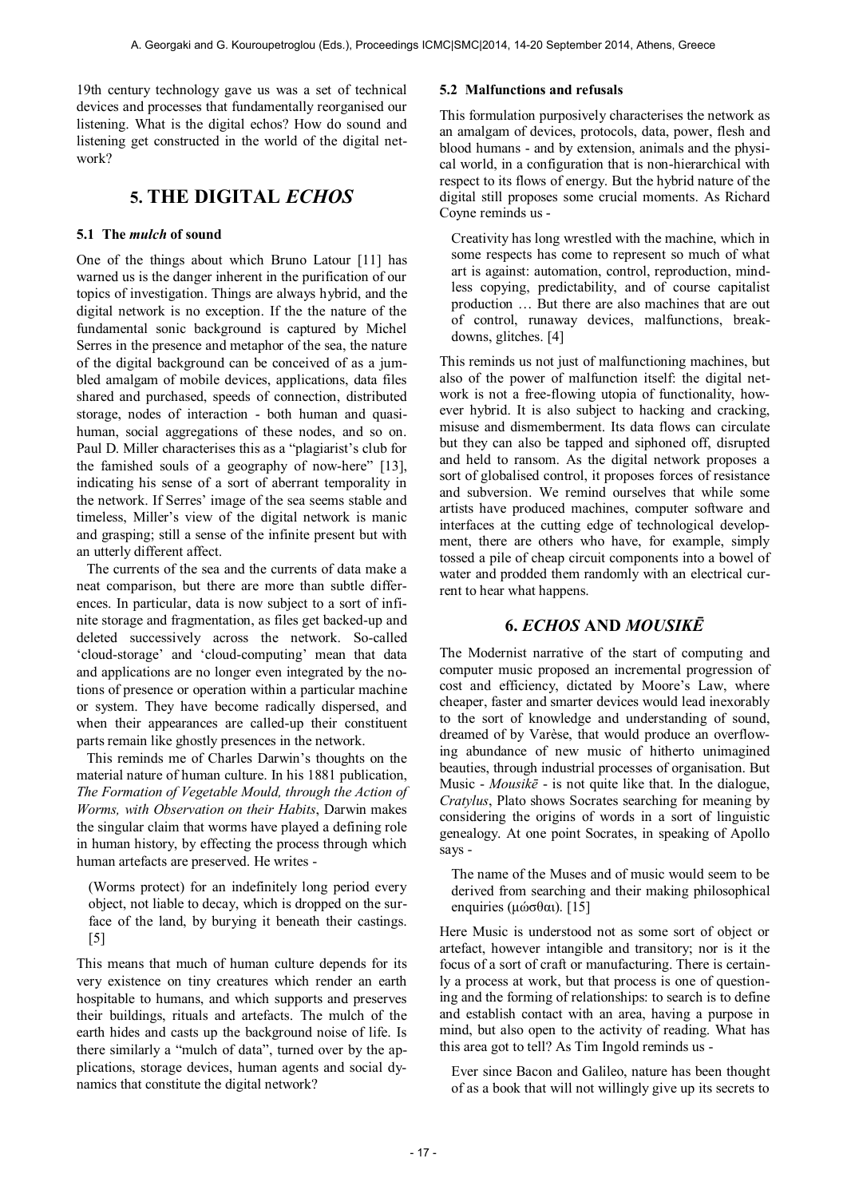19th century technology gave us was a set of technical devices and processes that fundamentally reorganised our listening. What is the digital echos? How do sound and listening get constructed in the world of the digital network?

# 5. THE DIGITAL *ECHOS*

## 5.1 The *mulch* of sound

One of the things about which Bruno Latour [11] has warned us is the danger inherent in the purification of our topics of investigation. Things are always hybrid, and the digital network is no exception. If the the nature of the fundamental sonic background is captured by Michel Serres in the presence and metaphor of the sea, the nature of the digital background can be conceived of as a jumbled amalgam of mobile devices, applications, data files shared and purchased, speeds of connection, distributed storage, nodes of interaction - both human and quasi-human, social aggregations of these nodes, and so on. Paul D. Miller characterises this as a "plagiarist's club for the famished souls of a geography of now-here" [13], indicating his sense of a sort of aberrant temporality in the network. If Serres' image of the sea seems stable and timeless, Miller's view of the digital network is manic and grasping; still a sense of the infinite present but with an utterly different affect.

The currents of the sea and the currents of data make a neat comparison, but there are more than subtle differences. In particular, data is now subject to a sort of infinite storage and fragmentation, as files get backed-up and deleted successively across the network. So-called 'cloud-storage' and 'cloud-computing' mean that data and applications are no longer even integrated by the notions of presence or operation within a particular machine or system. They have become radically dispersed, and when their appearances are called-up their constituent parts remain like ghostly presences in the network.

This reminds me of Charles Darwin's thoughts on the material nature of human culture. In his 1881 publication, *The Formation of Vegetable Mould, through the Action of Worms, with Observation on their Habits*, Darwin makes the singular claim that worms have played a defining role in human history, by effecting the process through which human artefacts are preserved. He writes -

> (Worms protect) for an indefinitely long period every object, not liable to decay, which is dropped on the surface of the land, by burying it beneath their castings. [5]

This means that much of human culture depends for its very existence on tiny creatures which render an earth hospitable to humans, and which supports and preserves their buildings, rituals and artefacts. The mulch of the earth hides and casts up the background noise of life. Is there similarly a "mulch of data", turned over by the applications, storage devices, human agents and social dynamics that constitute the digital network?

## 5.2 Malfunctions and refusals

This formulation purposively characterises the network as an amalgam of devices, protocols, data, power, flesh and blood humans - and by extension, animals and the physical world, in a configuration that is non-hierarchical with respect to its flows of energy. But the hybrid nature of the digital still proposes some crucial moments. As Richard Coyne reminds us -

> Creativity has long wrestled with the machine, which in some respects has come to represent so much of what art is against: automation, control, reproduction, mindless copying, predictability, and of course capitalist production … But there are also machines that are out of control, runaway devices, malfunctions, breakdowns, glitches. [4]

This reminds us not just of malfunctioning machines, but also of the power of malfunction itself: the digital network is not a free-flowing utopia of functionality, however hybrid. It is also subject to hacking and cracking, misuse and dismemberment. Its data flows can circulate but they can also be tapped and siphoned off, disrupted and held to ransom. As the digital network proposes a sort of globalised control, it proposes forces of resistance and subversion. We remind ourselves that while some artists have produced machines, computer software and interfaces at the cutting edge of technological development, there are others who have, for example, simply tossed a pile of cheap circuit components into a bowel of water and prodded them randomly with an electrical current to hear what happens.

# 6. *ECHOS* AND *MOUSIKĒ*

The Modernist narrative of the start of computing and computer music proposed an incremental progression of cost and efficiency, dictated by Moore's Law, where cheaper, faster and smarter devices would lead inexorably to the sort of knowledge and understanding of sound, dreamed of by Varèse, that would produce an overflowing abundance of new music of hitherto unimagined beauties, through industrial processes of organisation. But Music - *Mousikē* - is not quite like that. In the dialogue, *Cratylus*, Plato shows Socrates searching for meaning by considering the origins of words in a sort of linguistic genealogy. At one point Socrates, in speaking of Apollo says -

> The name of the Muses and of music would seem to be derived from searching and their making philosophical enquiries (μώσθαι). [15]

Here Music is understood not as some sort of object or artefact, however intangible and transitory; nor is it the focus of a sort of craft or manufacturing. There is certainly a process at work, but that process is one of questioning and the forming of relationships: to search is to define and establish contact with an area, having a purpose in mind, but also open to the activity of reading. What has this area got to tell? As Tim Ingold reminds us -

> Ever since Bacon and Galileo, nature has been thought of as a book that will not willingly give up its secrets to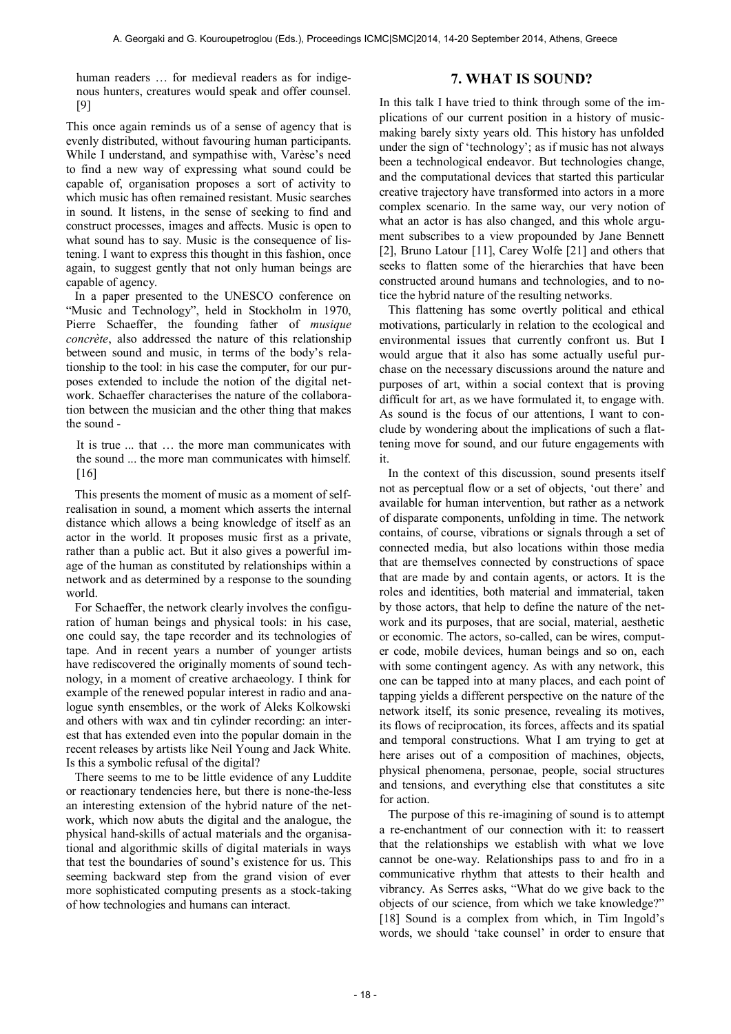human readers … for medieval readers as for indigenous hunters, creatures would speak and offer counsel. [9]

This once again reminds us of a sense of agency that is evenly distributed, without favouring human participants. While I understand, and sympathise with, Varèse's need to find a new way of expressing what sound could be capable of, organisation proposes a sort of activity to which music has often remained resistant. Music searches in sound. It listens, in the sense of seeking to find and construct processes, images and affects. Music is open to what sound has to say. Music is the consequence of listening. I want to express this thought in this fashion, once again, to suggest gently that not only human beings are capable of agency.

In a paper presented to the UNESCO conference on "Music and Technology", held in Stockholm in 1970, Pierre Schaeffer, the founding father of *musique concrète*, also addressed the nature of this relationship between sound and music, in terms of the body's relationship to the tool: in his case the computer, for our purposes extended to include the notion of the digital network. Schaeffer characterises the nature of the collaboration between the musician and the other thing that makes the sound -

> It is true ... that … the more man communicates with the sound ... the more man communicates with himself. [16]

This presents the moment of music as a moment of self-realisation in sound, a moment which asserts the internal distance which allows a being knowledge of itself as an actor in the world. It proposes music first as a private, rather than a public act. But it also gives a powerful image of the human as constituted by relationships within a network and as determined by a response to the sounding world.

For Schaeffer, the network clearly involves the configuration of human beings and physical tools: in his case, one could say, the tape recorder and its technologies of tape. And in recent years a number of younger artists have rediscovered the originally moments of sound technology, in a moment of creative archaeology. I think for example of the renewed popular interest in radio and analogue synth ensembles, or the work of Aleks Kolkowski and others with wax and tin cylinder recording: an interest that has extended even into the popular domain in the recent releases by artists like Neil Young and Jack White. Is this a symbolic refusal of the digital?

There seems to me to be little evidence of any Luddite or reactionary tendencies here, but there is none-the-less an interesting extension of the hybrid nature of the network, which now abuts the digital and the analogue, the physical hand-skills of actual materials and the organisational and algorithmic skills of digital materials in ways that test the boundaries of sound's existence for us. This seeming backward step from the grand vision of ever more sophisticated computing presents as a stock-taking of how technologies and humans can interact.

## 7. WHAT IS SOUND?

In this talk I have tried to think through some of the implications of our current position in a history of music-making barely sixty years old. This history has unfolded under the sign of 'technology'; as if music has not always been a technological endeavor. But technologies change, and the computational devices that started this particular creative trajectory have transformed into actors in a more complex scenario. In the same way, our very notion of what an actor is has also changed, and this whole argument subscribes to a view propounded by Jane Bennett [2], Bruno Latour [11], Carey Wolfe [21] and others that seeks to flatten some of the hierarchies that have been constructed around humans and technologies, and to notice the hybrid nature of the resulting networks.

This flattening has some overtly political and ethical motivations, particularly in relation to the ecological and environmental issues that currently confront us. But I would argue that it also has some actually useful purchase on the necessary discussions around the nature and purposes of art, within a social context that is proving difficult for art, as we have formulated it, to engage with. As sound is the focus of our attentions, I want to conclude by wondering about the implications of such a flattening move for sound, and our future engagements with it.

In the context of this discussion, sound presents itself not as perceptual flow or a set of objects, 'out there' and available for human intervention, but rather as a network of disparate components, unfolding in time. The network contains, of course, vibrations or signals through a set of connected media, but also locations within those media that are themselves connected by constructions of space that are made by and contain agents, or actors. It is the roles and identities, both material and immaterial, taken by those actors, that help to define the nature of the network and its purposes, that are social, material, aesthetic or economic. The actors, so-called, can be wires, computer code, mobile devices, human beings and so on, each with some contingent agency. As with any network, this one can be tapped into at many places, and each point of tapping yields a different perspective on the nature of the network itself, its sonic presence, revealing its motives, its flows of reciprocation, its forces, affects and its spatial and temporal constructions. What I am trying to get at here arises out of a composition of machines, objects, physical phenomena, personae, people, social structures and tensions, and everything else that constitutes a site for action.

The purpose of this re-imagining of sound is to attempt a re-enchantment of our connection with it: to reassert that the relationships we establish with what we love cannot be one-way. Relationships pass to and fro in a communicative rhythm that attests to their health and vibrancy. As Serres asks, "What do we give back to the objects of our science, from which we take knowledge?" [18] Sound is a complex from which, in Tim Ingold's words, we should 'take counsel' in order to ensure that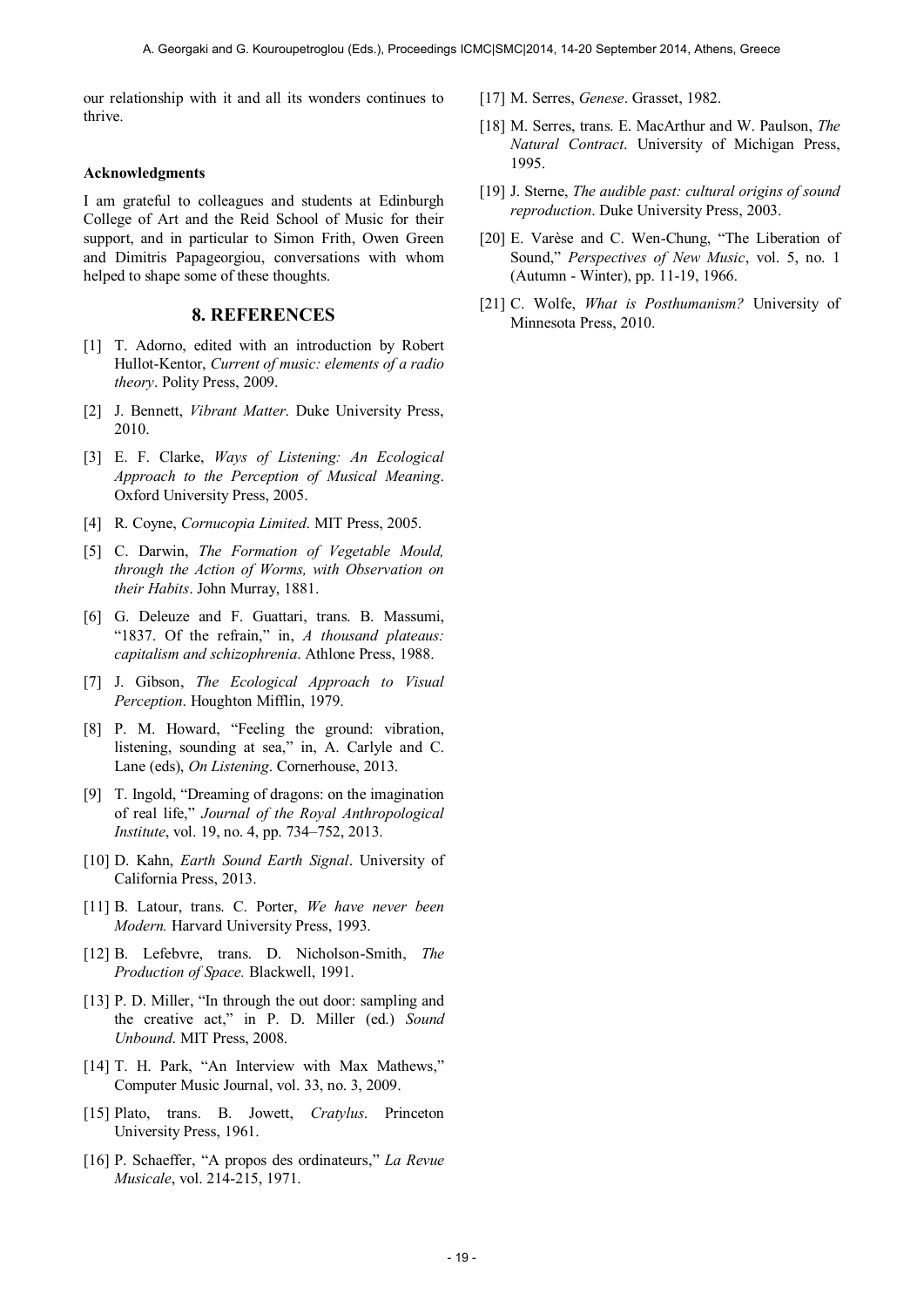our relationship with it and all its wonders continues to thrive.

#### Acknowledgments

I am grateful to colleagues and students at Edinburgh College of Art and the Reid School of Music for their support, and in particular to Simon Frith, Owen Green and Dimitris Papageorgiou, conversations with whom helped to shape some of these thoughts.

## 8. REFERENCES

[1] T. Adorno, edited with an introduction by Robert Hullot-Kentor, *Current of music: elements of a radio theory*. Polity Press, 2009.

[2] J. Bennett, *Vibrant Matter*. Duke University Press, 2010.

[3] E. F. Clarke, *Ways of Listening: An Ecological Approach to the Perception of Musical Meaning*. Oxford University Press, 2005.

[4] R. Coyne, *Cornucopia Limited*. MIT Press, 2005.

[5] C. Darwin, *The Formation of Vegetable Mould, through the Action of Worms, with Observation on their Habits*. John Murray, 1881.

[6] G. Deleuze and F. Guattari, trans. B. Massumi, "1837. Of the refrain," in, *A thousand plateaus: capitalism and schizophrenia*. Athlone Press, 1988.

[7] J. Gibson, *The Ecological Approach to Visual Perception*. Houghton Mifflin, 1979.

[8] P. M. Howard, "Feeling the ground: vibration, listening, sounding at sea," in, A. Carlyle and C. Lane (eds), *On Listening*. Cornerhouse, 2013.

[9] T. Ingold, "Dreaming of dragons: on the imagination of real life," *Journal of the Royal Anthropological Institute*, vol. 19, no. 4, pp. 734–752, 2013.

[10] D. Kahn, *Earth Sound Earth Signal*. University of California Press, 2013.

[11] B. Latour, trans. C. Porter, *We have never been Modern.* Harvard University Press, 1993.

[12] B. Lefebvre, trans. D. Nicholson-Smith, *The Production of Space.* Blackwell, 1991.

[13] P. D. Miller, "In through the out door: sampling and the creative act," in P. D. Miller (ed.) *Sound Unbound*. MIT Press, 2008.

[14] T. H. Park, "An Interview with Max Mathews," Computer Music Journal, vol. 33, no. 3, 2009.

[15] Plato, trans. B. Jowett, *Cratylus*. Princeton University Press, 1961.

[16] P. Schaeffer, "A propos des ordinateurs," *La Revue Musicale*, vol. 214-215, 1971.

[17] M. Serres, *Genese*. Grasset, 1982.

[18] M. Serres, trans. E. MacArthur and W. Paulson, *The Natural Contract*. University of Michigan Press, 1995.

[19] J. Sterne, *The audible past: cultural origins of sound reproduction*. Duke University Press, 2003.

[20] E. Varèse and C. Wen-Chung, "The Liberation of Sound," *Perspectives of New Music*, vol. 5, no. 1 (Autumn - Winter), pp. 11-19, 1966.

[21] C. Wolfe, *What is Posthumanism?* University of Minnesota Press, 2010.